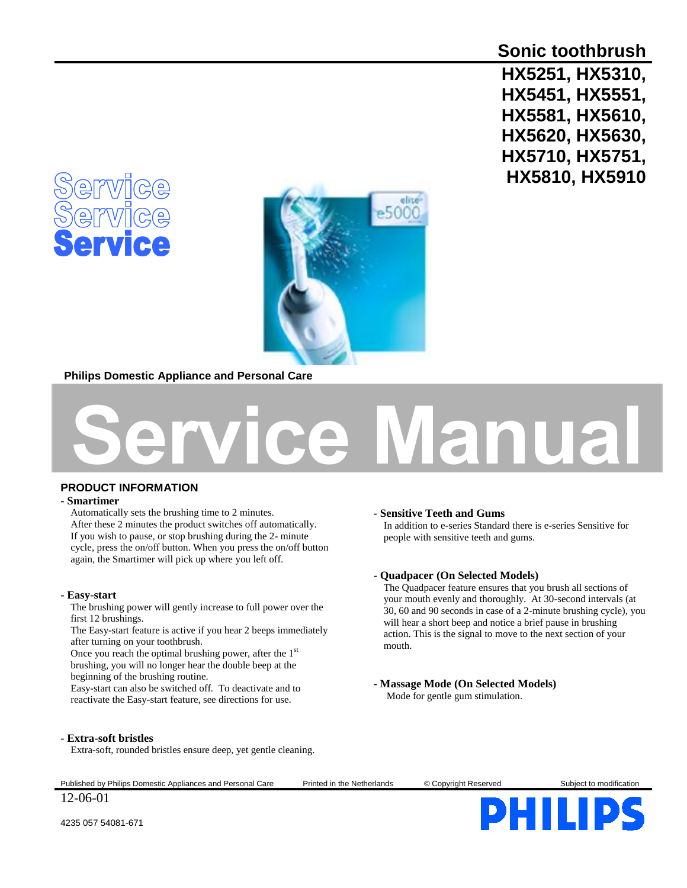# Sonic toothbrush

## HX5251, HX5310, HX5451, HX5551, HX5581, HX5610, HX5620, HX5630, HX5710, HX5751, HX5810, HX5910

Service
Service
Service

**Philips Domestic Appliance and Personal Care**

# Service Manual

## PRODUCT INFORMATION

**- Smartimer**

Automatically sets the brushing time to 2 minutes.
After these 2 minutes the product switches off automatically.
If you wish to pause, or stop brushing during the 2- minute cycle, press the on/off button. When you press the on/off button again, the Smartimer will pick up where you left off.

**- Easy-start**

The brushing power will gently increase to full power over the first 12 brushings.
The Easy-start feature is active if you hear 2 beeps immediately after turning on your toothbrush.
Once you reach the optimal brushing power, after the 1st brushing, you will no longer hear the double beep at the beginning of the brushing routine.
Easy-start can also be switched off. To deactivate and to reactivate the Easy-start feature, see directions for use.

**- Extra-soft bristles**

Extra-soft, rounded bristles ensure deep, yet gentle cleaning.

**- Sensitive Teeth and Gums**

In addition to e-series Standard there is e-series Sensitive for people with sensitive teeth and gums.

**- Quadpacer (On Selected Models)**

The Quadpacer feature ensures that you brush all sections of your mouth evenly and thoroughly. At 30-second intervals (at 30, 60 and 90 seconds in case of a 2-minute brushing cycle), you will hear a short beep and notice a brief pause in brushing action. This is the signal to move to the next section of your mouth.

**- Massage Mode (On Selected Models)**

Mode for gentle gum stimulation.

Published by Philips Domestic Appliances and Personal Care | Printed in the Netherlands | © Copyright Reserved | Subject to modification

12-06-01

4235 057 54081-671

PHILIPS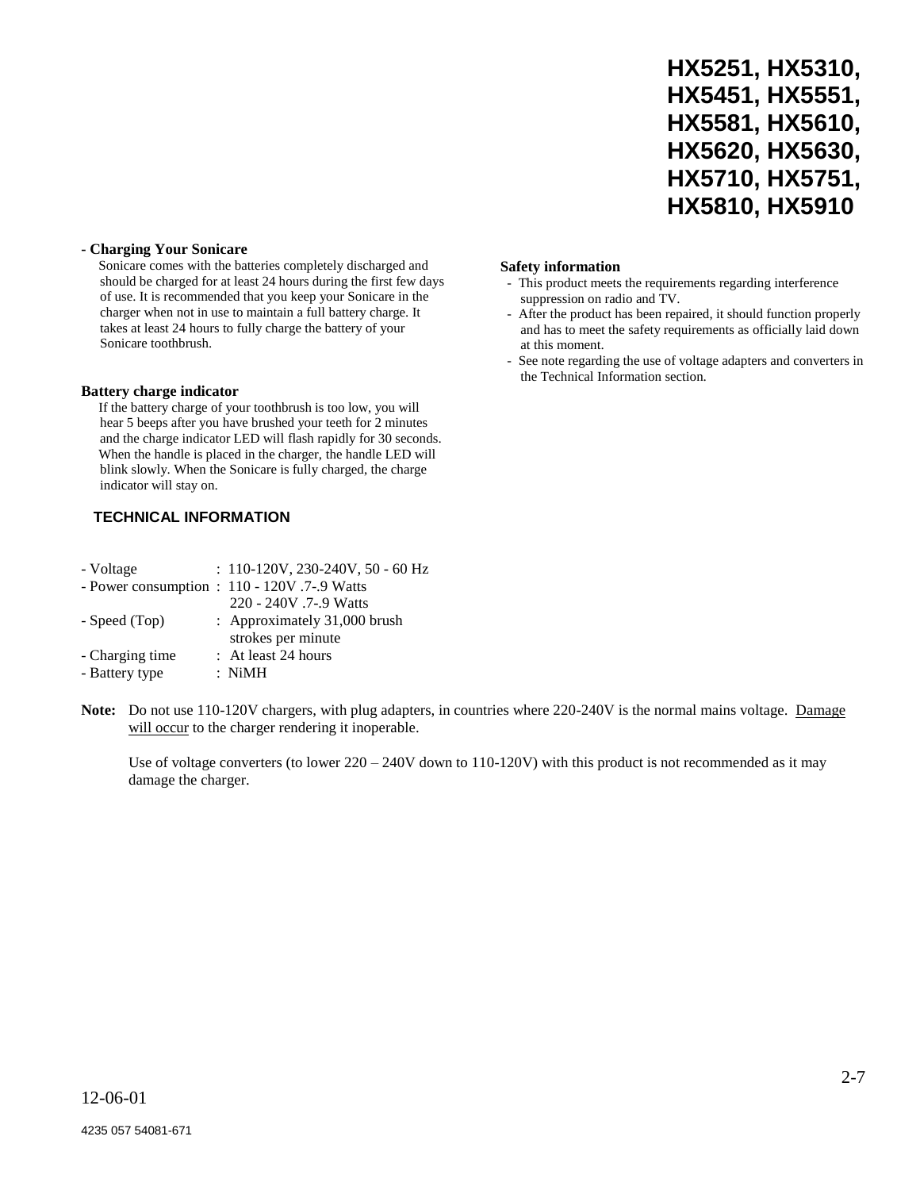# HX5251, HX5310, HX5451, HX5551, HX5581, HX5610, HX5620, HX5630, HX5710, HX5751, HX5810, HX5910

**- Charging Your Sonicare**

Sonicare comes with the batteries completely discharged and should be charged for at least 24 hours during the first few days of use. It is recommended that you keep your Sonicare in the charger when not in use to maintain a full battery charge. It takes at least 24 hours to fully charge the battery of your Sonicare toothbrush.

**Battery charge indicator**

If the battery charge of your toothbrush is too low, you will hear 5 beeps after you have brushed your teeth for 2 minutes and the charge indicator LED will flash rapidly for 30 seconds. When the handle is placed in the charger, the handle LED will blink slowly. When the Sonicare is fully charged, the charge indicator will stay on.

## TECHNICAL INFORMATION

| | |
|---|---|
| - Voltage | : 110-120V, 230-240V, 50 - 60 Hz |
| - Power consumption | : 110 - 120V .7-.9 Watts<br>220 - 240V .7-.9 Watts |
| - Speed (Top) | : Approximately 31,000 brush strokes per minute |
| - Charging time | : At least 24 hours |
| - Battery type | : NiMH |

**Note:** Do not use 110-120V chargers, with plug adapters, in countries where 220-240V is the normal mains voltage. Damage will occur to the charger rendering it inoperable.

Use of voltage converters (to lower 220 – 240V down to 110-120V) with this product is not recommended as it may damage the charger.

**Safety information**

- This product meets the requirements regarding interference suppression on radio and TV.
- After the product has been repaired, it should function properly and has to meet the safety requirements as officially laid down at this moment.
- See note regarding the use of voltage adapters and converters in the Technical Information section.

12-06-01

4235 057 54081-671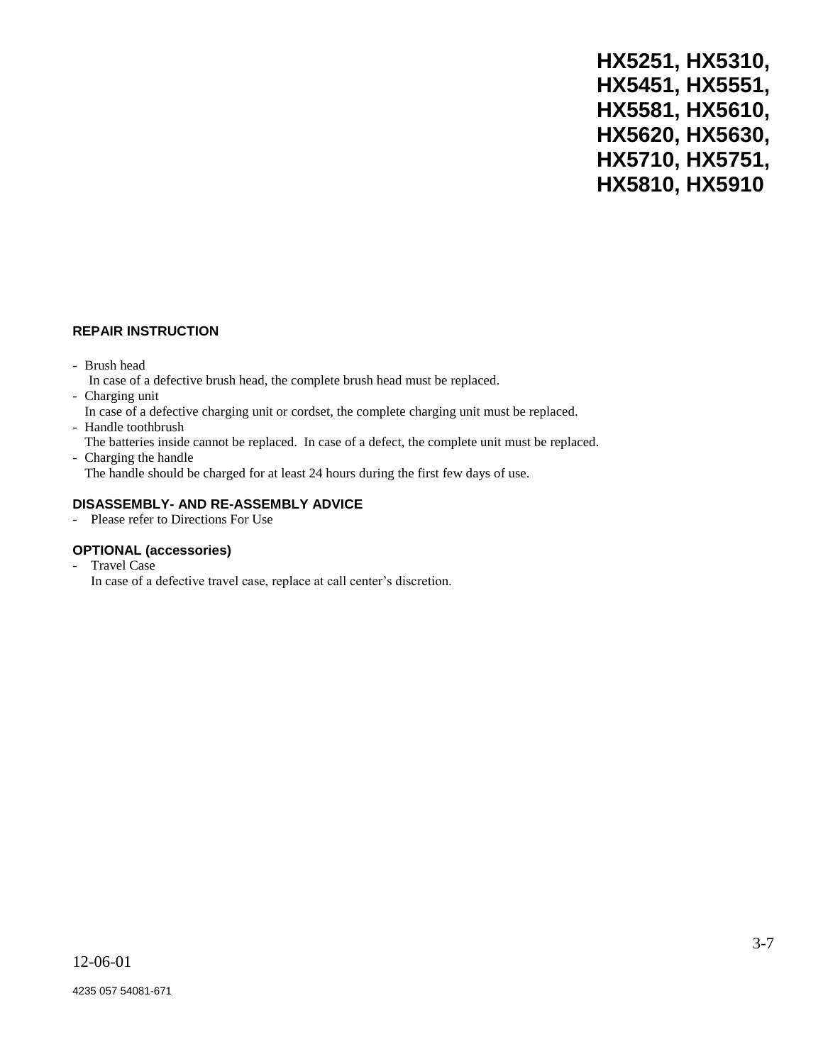# HX5251, HX5310, HX5451, HX5551, HX5581, HX5610, HX5620, HX5630, HX5710, HX5751, HX5810, HX5910

## REPAIR INSTRUCTION

- Brush head
  In case of a defective brush head, the complete brush head must be replaced.
- Charging unit
  In case of a defective charging unit or cordset, the complete charging unit must be replaced.
- Handle toothbrush
  The batteries inside cannot be replaced. In case of a defect, the complete unit must be replaced.
- Charging the handle
  The handle should be charged for at least 24 hours during the first few days of use.

## DISASSEMBLY- AND RE-ASSEMBLY ADVICE

- Please refer to Directions For Use

## OPTIONAL (accessories)

- Travel Case
  In case of a defective travel case, replace at call center's discretion.

12-06-01

4235 057 54081-671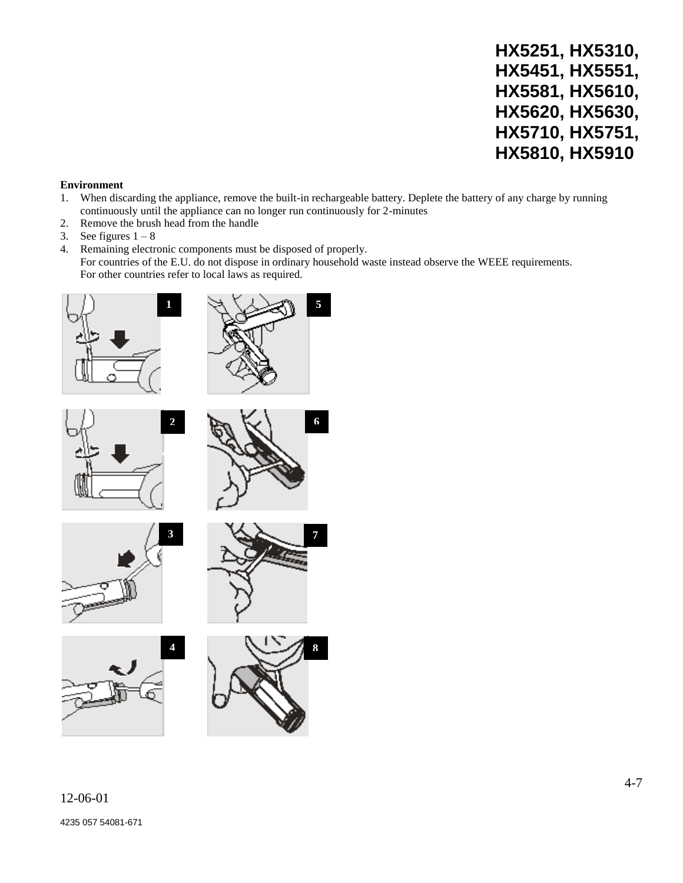# HX5251, HX5310, HX5451, HX5551, HX5581, HX5610, HX5620, HX5630, HX5710, HX5751, HX5810, HX5910

**Environment**

1. When discarding the appliance, remove the built-in rechargeable battery. Deplete the battery of any charge by running continuously until the appliance can no longer run continuously for 2-minutes
2. Remove the brush head from the handle
3. See figures 1 – 8
4. Remaining electronic components must be disposed of properly.
   For countries of the E.U. do not dispose in ordinary household waste instead observe the WEEE requirements.
   For other countries refer to local laws as required.

1

5

2

6

3

7

4

8

12-06-01

4235 057 54081-671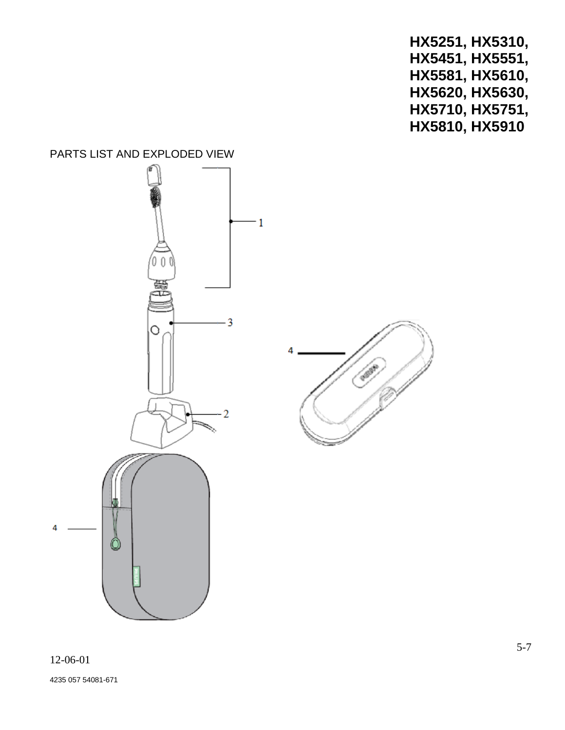**HX5251, HX5310,
HX5451, HX5551,
HX5581, HX5610,
HX5620, HX5630,
HX5710, HX5751,
HX5810, HX5910**

PARTS LIST AND EXPLODED VIEW

1

3

4

2

4

12-06-01

4235 057 54081-671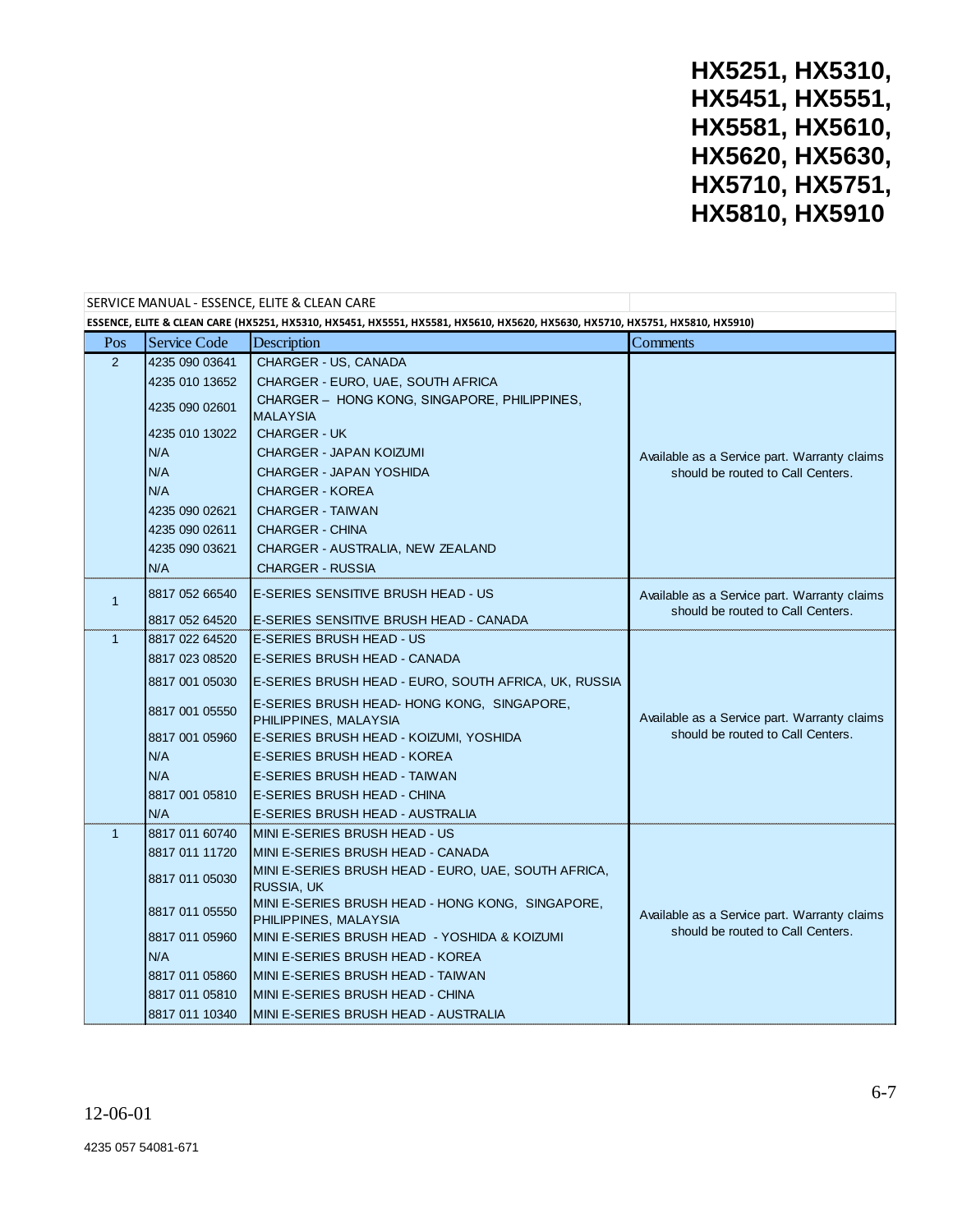# HX5251, HX5310, HX5451, HX5551, HX5581, HX5610, HX5620, HX5630, HX5710, HX5751, HX5810, HX5910

SERVICE MANUAL - ESSENCE, ELITE & CLEAN CARE

**ESSENCE, ELITE & CLEAN CARE (HX5251, HX5310, HX5451, HX5551, HX5581, HX5610, HX5620, HX5630, HX5710, HX5751, HX5810, HX5910)**

| Pos | Service Code | Description | Comments |
|---|---|---|---|
| 2 | 4235 090 03641 | CHARGER - US, CANADA | Available as a Service part. Warranty claims should be routed to Call Centers. |
| | 4235 010 13652 | CHARGER - EURO, UAE, SOUTH AFRICA | |
| | 4235 090 02601 | CHARGER – HONG KONG, SINGAPORE, PHILIPPINES, MALAYSIA | |
| | 4235 010 13022 | CHARGER - UK | |
| | N/A | CHARGER - JAPAN KOIZUMI | |
| | N/A | CHARGER - JAPAN YOSHIDA | |
| | N/A | CHARGER - KOREA | |
| | 4235 090 02621 | CHARGER - TAIWAN | |
| | 4235 090 02611 | CHARGER - CHINA | |
| | 4235 090 03621 | CHARGER - AUSTRALIA, NEW ZEALAND | |
| | N/A | CHARGER - RUSSIA | |
| 1 | 8817 052 66540 | E-SERIES SENSITIVE BRUSH HEAD - US | Available as a Service part. Warranty claims should be routed to Call Centers. |
| | 8817 052 64520 | E-SERIES SENSITIVE BRUSH HEAD - CANADA | |
| 1 | 8817 022 64520 | E-SERIES BRUSH HEAD - US | Available as a Service part. Warranty claims should be routed to Call Centers. |
| | 8817 023 08520 | E-SERIES BRUSH HEAD - CANADA | |
| | 8817 001 05030 | E-SERIES BRUSH HEAD - EURO, SOUTH AFRICA, UK, RUSSIA | |
| | 8817 001 05550 | E-SERIES BRUSH HEAD- HONG KONG, SINGAPORE, PHILIPPINES, MALAYSIA | |
| | 8817 001 05960 | E-SERIES BRUSH HEAD - KOIZUMI, YOSHIDA | |
| | N/A | E-SERIES BRUSH HEAD - KOREA | |
| | N/A | E-SERIES BRUSH HEAD - TAIWAN | |
| | 8817 001 05810 | E-SERIES BRUSH HEAD - CHINA | |
| | N/A | E-SERIES BRUSH HEAD - AUSTRALIA | |
| 1 | 8817 011 60740 | MINI E-SERIES BRUSH HEAD - US | Available as a Service part. Warranty claims should be routed to Call Centers. |
| | 8817 011 11720 | MINI E-SERIES BRUSH HEAD - CANADA | |
| | 8817 011 05030 | MINI E-SERIES BRUSH HEAD - EURO, UAE, SOUTH AFRICA, RUSSIA, UK | |
| | 8817 011 05550 | MINI E-SERIES BRUSH HEAD - HONG KONG, SINGAPORE, PHILIPPINES, MALAYSIA | |
| | 8817 011 05960 | MINI E-SERIES BRUSH HEAD - YOSHIDA & KOIZUMI | |
| | N/A | MINI E-SERIES BRUSH HEAD - KOREA | |
| | 8817 011 05860 | MINI E-SERIES BRUSH HEAD - TAIWAN | |
| | 8817 011 05810 | MINI E-SERIES BRUSH HEAD - CHINA | |
| | 8817 011 10340 | MINI E-SERIES BRUSH HEAD - AUSTRALIA | |

12-06-01

4235 057 54081-671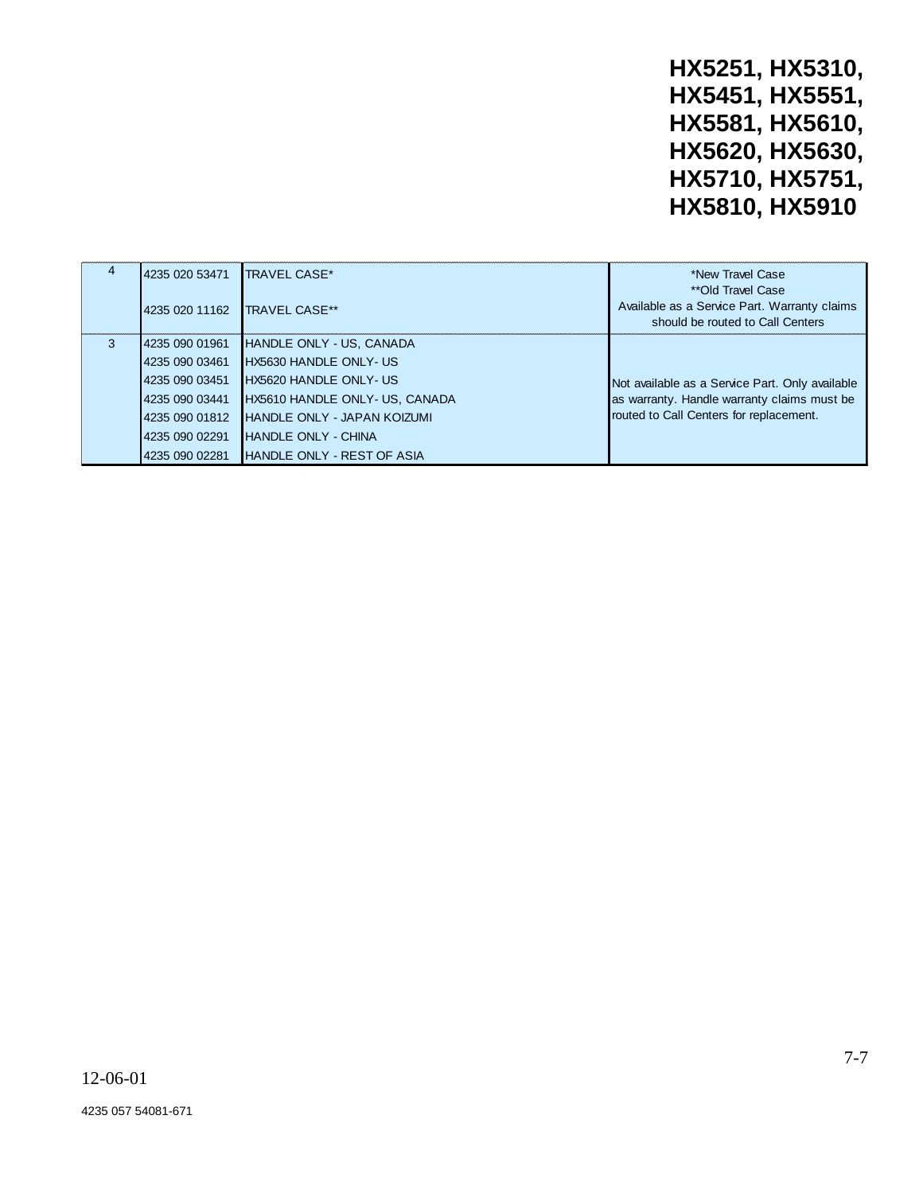# HX5251, HX5310, HX5451, HX5551, HX5581, HX5610, HX5620, HX5630, HX5710, HX5751, HX5810, HX5910

| | | | |
|---|---|---|---|
| 4 | 4235 020 53471 | TRAVEL CASE* | *New Travel Case<br>**Old Travel Case<br>Available as a Service Part. Warranty claims should be routed to Call Centers |
| | 4235 020 11162 | TRAVEL CASE** | |
| 3 | 4235 090 01961 | HANDLE ONLY - US, CANADA | Not available as a Service Part. Only available as warranty. Handle warranty claims must be routed to Call Centers for replacement. |
| | 4235 090 03461 | HX5630 HANDLE ONLY- US | |
| | 4235 090 03451 | HX5620 HANDLE ONLY- US | |
| | 4235 090 03441 | HX5610 HANDLE ONLY- US, CANADA | |
| | 4235 090 01812 | HANDLE ONLY - JAPAN KOIZUMI | |
| | 4235 090 02291 | HANDLE ONLY - CHINA | |
| | 4235 090 02281 | HANDLE ONLY - REST OF ASIA | |

12-06-01

4235 057 54081-671